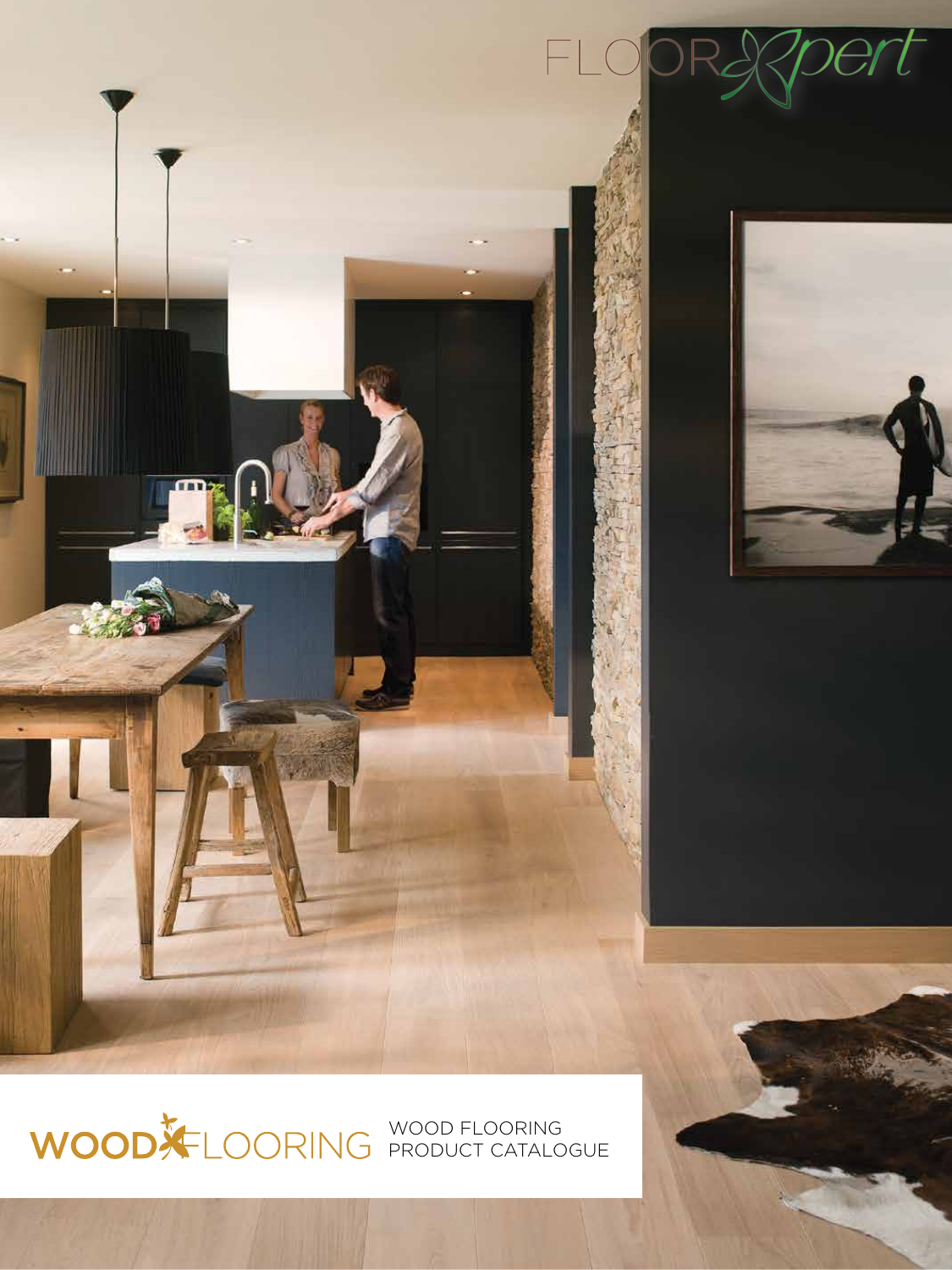FLOORXpert

WOODFLOORING

WOOD FLOORING
PRODUCT CATALOGUE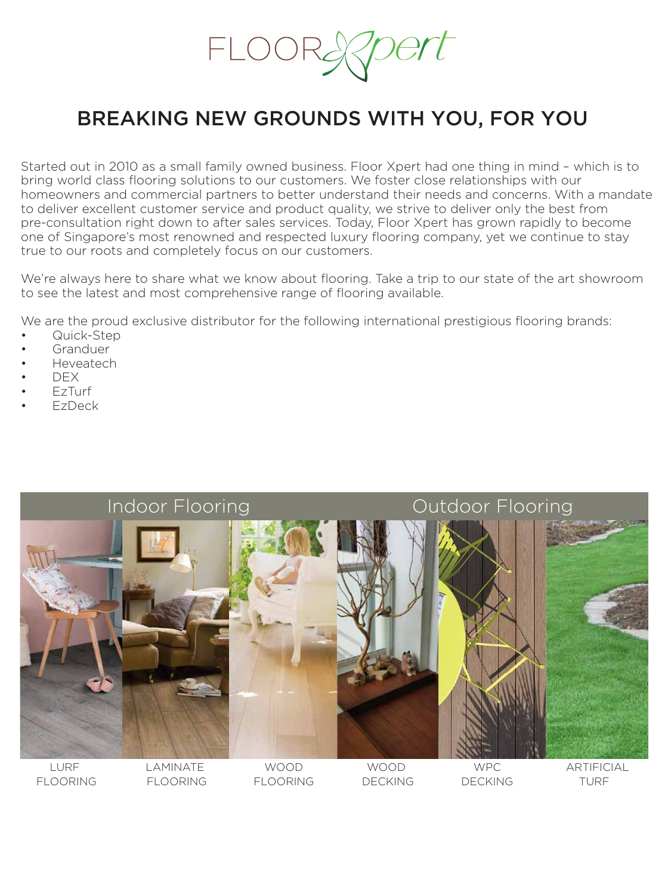# FLOORXpert

## BREAKING NEW GROUNDS WITH YOU, FOR YOU

Started out in 2010 as a small family owned business. Floor Xpert had one thing in mind – which is to bring world class flooring solutions to our customers. We foster close relationships with our homeowners and commercial partners to better understand their needs and concerns. With a mandate to deliver excellent customer service and product quality, we strive to deliver only the best from pre-consultation right down to after sales services. Today, Floor Xpert has grown rapidly to become one of Singapore's most renowned and respected luxury flooring company, yet we continue to stay true to our roots and completely focus on our customers.

We're always here to share what we know about flooring. Take a trip to our state of the art showroom to see the latest and most comprehensive range of flooring available.

We are the proud exclusive distributor for the following international prestigious flooring brands:

- Quick-Step
- Granduer
- Heveatech
- DEX
- EzTurf
- EzDeck

| Indoor Flooring | | | Outdoor Flooring | | |
|---|---|---|---|---|---|
| LURF FLOORING | LAMINATE FLOORING | WOOD FLOORING | WOOD DECKING | WPC DECKING | ARTIFICIAL TURF |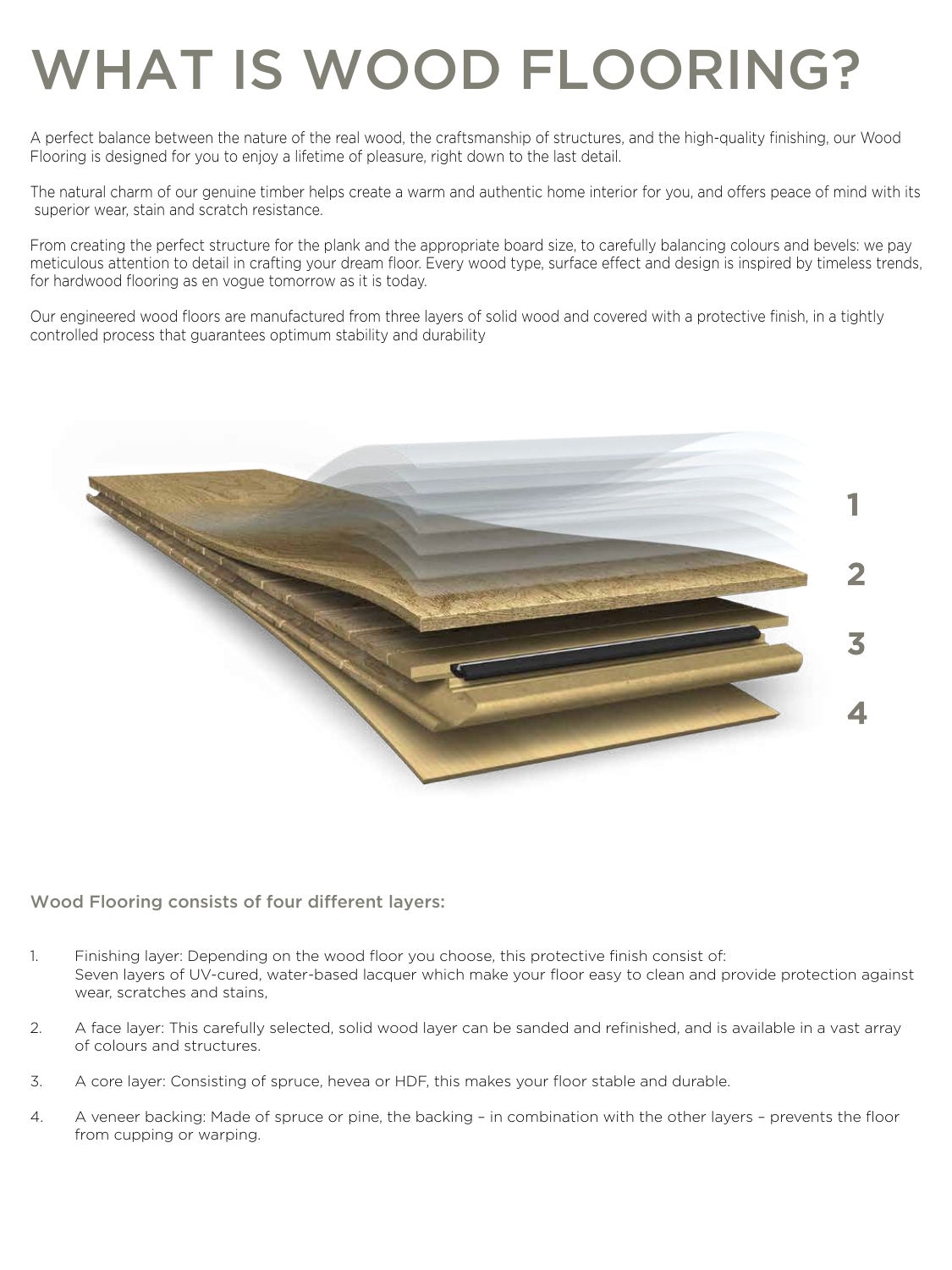# WHAT IS WOOD FLOORING?

A perfect balance between the nature of the real wood, the craftsmanship of structures, and the high-quality finishing, our Wood Flooring is designed for you to enjoy a lifetime of pleasure, right down to the last detail.

The natural charm of our genuine timber helps create a warm and authentic home interior for you, and offers peace of mind with its superior wear, stain and scratch resistance.

From creating the perfect structure for the plank and the appropriate board size, to carefully balancing colours and bevels: we pay meticulous attention to detail in crafting your dream floor. Every wood type, surface effect and design is inspired by timeless trends, for hardwood flooring as en vogue tomorrow as it is today.

Our engineered wood floors are manufactured from three layers of solid wood and covered with a protective finish, in a tightly controlled process that guarantees optimum stability and durability

1

2

3

4

## Wood Flooring consists of four different layers:

1. Finishing layer: Depending on the wood floor you choose, this protective finish consist of: Seven layers of UV-cured, water-based lacquer which make your floor easy to clean and provide protection against wear, scratches and stains,

2. A face layer: This carefully selected, solid wood layer can be sanded and refinished, and is available in a vast array of colours and structures.

3. A core layer: Consisting of spruce, hevea or HDF, this makes your floor stable and durable.

4. A veneer backing: Made of spruce or pine, the backing – in combination with the other layers – prevents the floor from cupping or warping.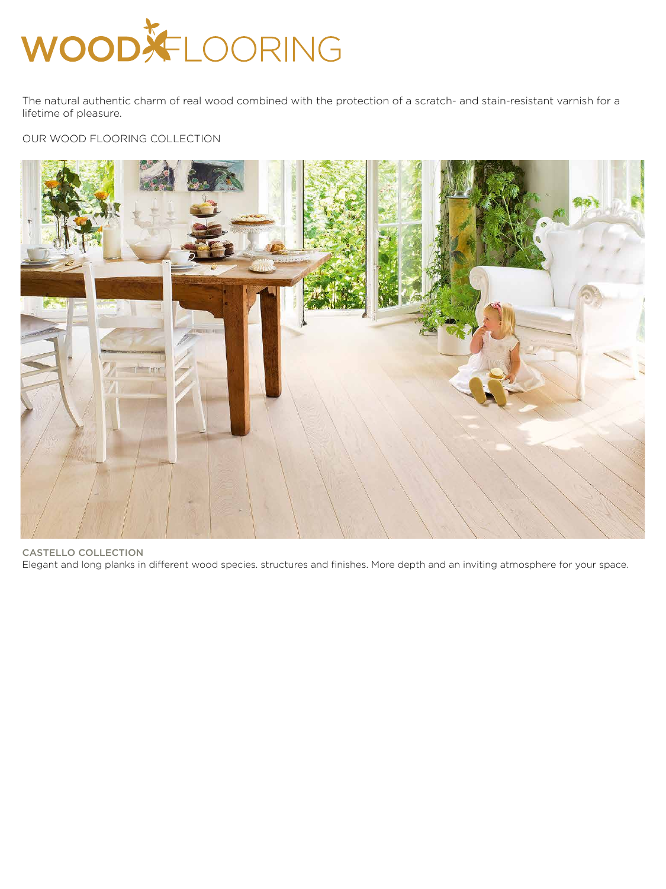# WOODFLOORING

The natural authentic charm of real wood combined with the protection of a scratch- and stain-resistant varnish for a lifetime of pleasure.

OUR WOOD FLOORING COLLECTION

**CASTELLO COLLECTION**

Elegant and long planks in different wood species. structures and finishes. More depth and an inviting atmosphere for your space.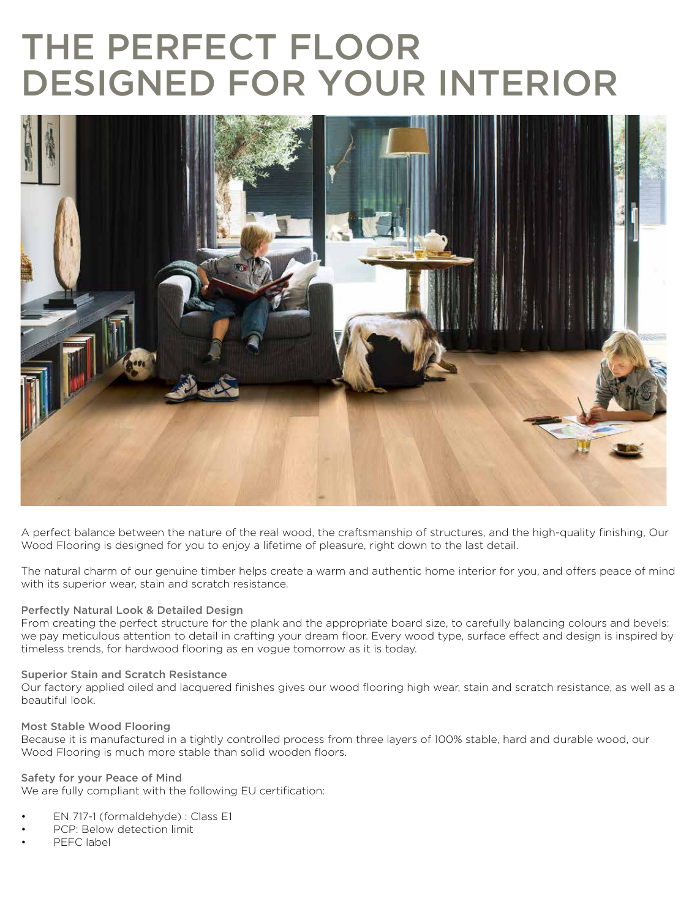# THE PERFECT FLOOR DESIGNED FOR YOUR INTERIOR

A perfect balance between the nature of the real wood, the craftsmanship of structures, and the high-quality finishing, Our Wood Flooring is designed for you to enjoy a lifetime of pleasure, right down to the last detail.

The natural charm of our genuine timber helps create a warm and authentic home interior for you, and offers peace of mind with its superior wear, stain and scratch resistance.

### Perfectly Natural Look & Detailed Design

From creating the perfect structure for the plank and the appropriate board size, to carefully balancing colours and bevels: we pay meticulous attention to detail in crafting your dream floor. Every wood type, surface effect and design is inspired by timeless trends, for hardwood flooring as en vogue tomorrow as it is today.

### Superior Stain and Scratch Resistance

Our factory applied oiled and lacquered finishes gives our wood flooring high wear, stain and scratch resistance, as well as a beautiful look.

### Most Stable Wood Flooring

Because it is manufactured in a tightly controlled process from three layers of 100% stable, hard and durable wood, our Wood Flooring is much more stable than solid wooden floors.

### Safety for your Peace of Mind

We are fully compliant with the following EU certification:

- EN 717-1 (formaldehyde) : Class E1
- PCP: Below detection limit
- PEFC label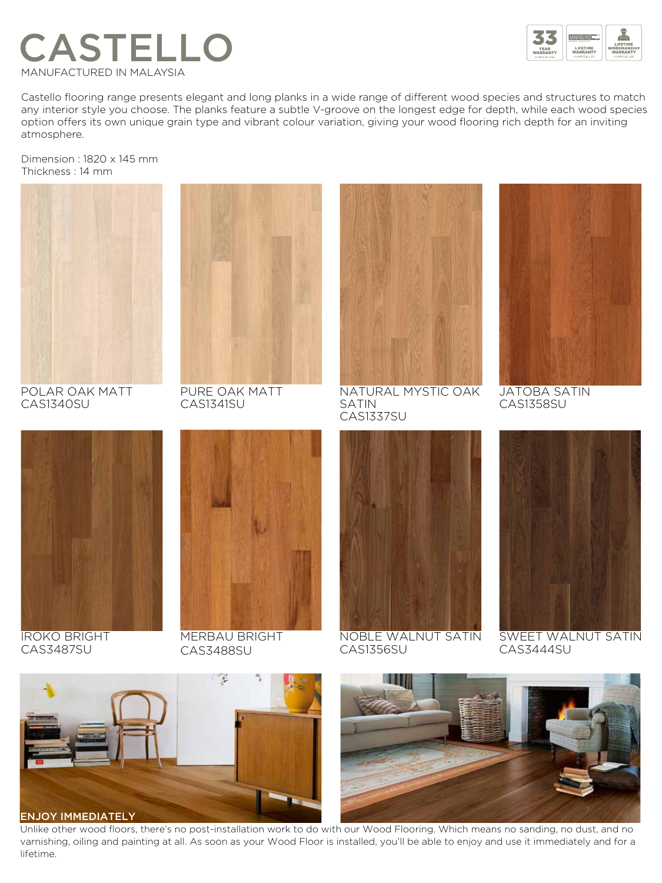# CASTELLO

MANUFACTURED IN MALAYSIA

33 YEAR WARRANTY DOMESTIC USE | UNICLIC LIFETIME WARRANTY DOMESTIC USE | LIFETIME WORKMANSHIP WARRANTY DOMESTIC USE

Castello flooring range presents elegant and long planks in a wide range of different wood species and structures to match any interior style you choose. The planks feature a subtle V-groove on the longest edge for depth, while each wood species option offers its own unique grain type and vibrant colour variation, giving your wood flooring rich depth for an inviting atmosphere.

Dimension : 1820 x 145 mm
Thickness : 14 mm

POLAR OAK MATT
CAS1340SU

PURE OAK MATT
CAS1341SU

NATURAL MYSTIC OAK SATIN
CAS1337SU

JATOBA SATIN
CAS1358SU

IROKO BRIGHT
CAS3487SU

MERBAU BRIGHT
CAS3488SU

NOBLE WALNUT SATIN
CAS1356SU

SWEET WALNUT SATIN
CAS3444SU

**ENJOY IMMEDIATELY**

Unlike other wood floors, there's no post-installation work to do with our Wood Flooring. Which means no sanding, no dust, and no varnishing, oiling and painting at all. As soon as your Wood Floor is installed, you'll be able to enjoy and use it immediately and for a lifetime.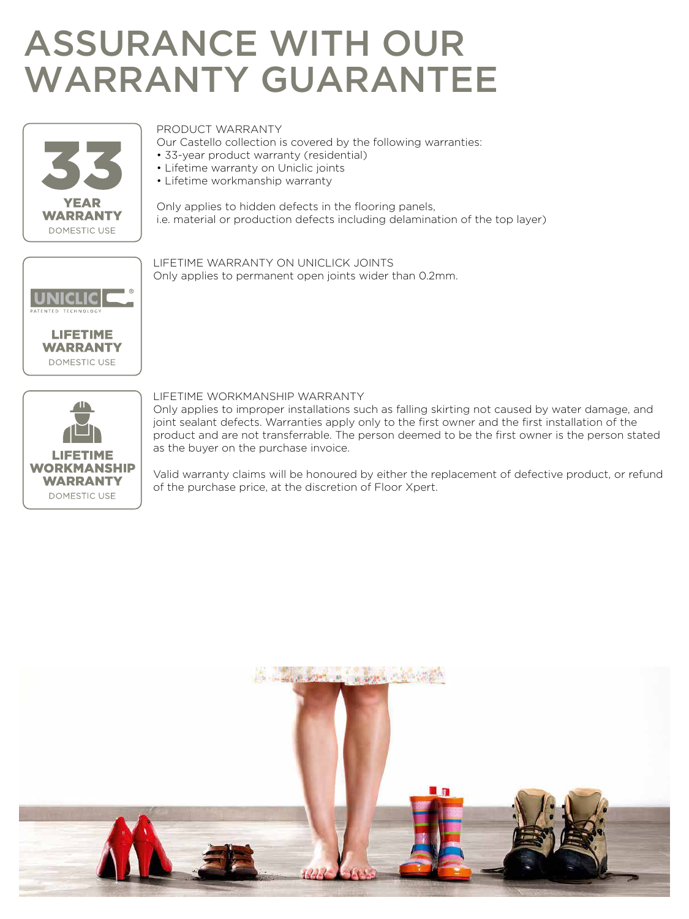# ASSURANCE WITH OUR WARRANTY GUARANTEE

**33 YEAR WARRANTY**
DOMESTIC USE

PRODUCT WARRANTY
Our Castello collection is covered by the following warranties:
- 33-year product warranty (residential)
- Lifetime warranty on Uniclic joints
- Lifetime workmanship warranty

Only applies to hidden defects in the flooring panels,
i.e. material or production defects including delamination of the top layer)

**UNICLIC®**
PATENTED TECHNOLOGY
**LIFETIME WARRANTY**
DOMESTIC USE

LIFETIME WARRANTY ON UNICLICK JOINTS
Only applies to permanent open joints wider than 0.2mm.

**LIFETIME WORKMANSHIP WARRANTY**
DOMESTIC USE

LIFETIME WORKMANSHIP WARRANTY
Only applies to improper installations such as falling skirting not caused by water damage, and joint sealant defects. Warranties apply only to the first owner and the first installation of the product and are not transferrable. The person deemed to be the first owner is the person stated as the buyer on the purchase invoice.

Valid warranty claims will be honoured by either the replacement of defective product, or refund of the purchase price, at the discretion of Floor Xpert.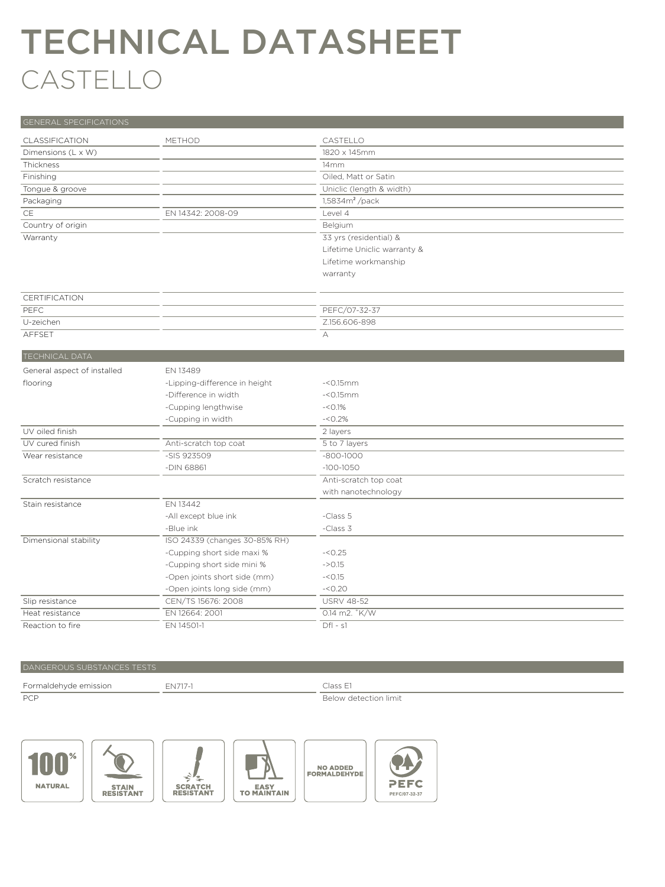# TECHNICAL DATASHEET
## CASTELLO

### GENERAL SPECIFICATIONS

| CLASSIFICATION | METHOD | CASTELLO |
|---|---|---|
| Dimensions (L x W) | | 1820 x 145mm |
| Thickness | | 14mm |
| Finishing | | Oiled, Matt or Satin |
| Tongue & groove | | Uniclic (length & width) |
| Packaging | | 1,5834m² /pack |
| CE | EN 14342: 2008-09 | Level 4 |
| Country of origin | | Belgium |
| Warranty | | 33 yrs (residential) & Lifetime Uniclic warranty & Lifetime workmanship warranty |
| CERTIFICATION | | |
| PEFC | | PEFC/07-32-37 |
| U-zeichen | | Z.156.606-898 |
| AFFSET | | A |

### TECHNICAL DATA

| | | |
|---|---|---|
| General aspect of installed flooring | EN 13489 | |
| | -Lipping-difference in height | -<0.15mm |
| | -Difference in width | -<0.15mm |
| | -Cupping lengthwise | -<0.1% |
| | -Cupping in width | -<0.2% |
| UV oiled finish | | 2 layers |
| UV cured finish | Anti-scratch top coat | 5 to 7 layers |
| Wear resistance | -SIS 923509 | -800-1000 |
| | -DIN 68861 | -100-1050 |
| Scratch resistance | | Anti-scratch top coat with nanotechnology |
| Stain resistance | EN 13442 | |
| | -All except blue ink | -Class 5 |
| | -Blue ink | -Class 3 |
| Dimensional stability | ISO 24339 (changes 30-85% RH) | |
| | -Cupping short side maxi % | -<0.25 |
| | -Cupping short side mini % | ->0.15 |
| | -Open joints short side (mm) | -<0.15 |
| | -Open joints long side (mm) | -<0.20 |
| Slip resistance | CEN/TS 15676: 2008 | USRV 48-52 |
| Heat resistance | EN 12664: 2001 | 0.14 m2. °K/W |
| Reaction to fire | EN 14501-1 | Dfl - s1 |

### DANGEROUS SUBSTANCES TESTS

| | | |
|---|---|---|
| Formaldehyde emission | EN717-1 | Class E1 |
| PCP | | Below detection limit |

100% NATURAL | STAIN RESISTANT | SCRATCH RESISTANT | EASY TO MAINTAIN | NO ADDED FORMALDEHYDE | PEFC PEFC/07-32-37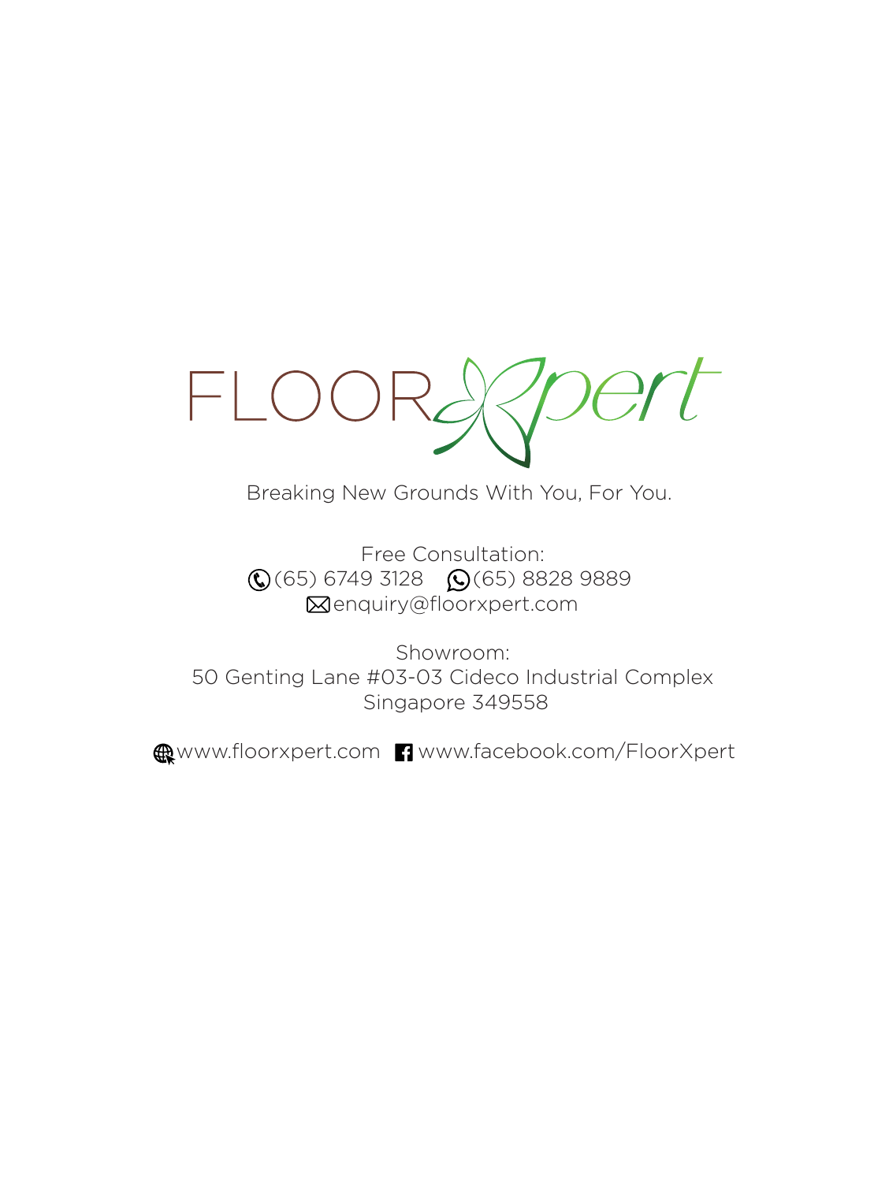# FLOORXpert

Breaking New Grounds With You, For You.

Free Consultation:
(65) 6749 3128 (65) 8828 9889
enquiry@floorxpert.com

Showroom:
50 Genting Lane #03-03 Cideco Industrial Complex
Singapore 349558

www.floorxpert.com www.facebook.com/FloorXpert